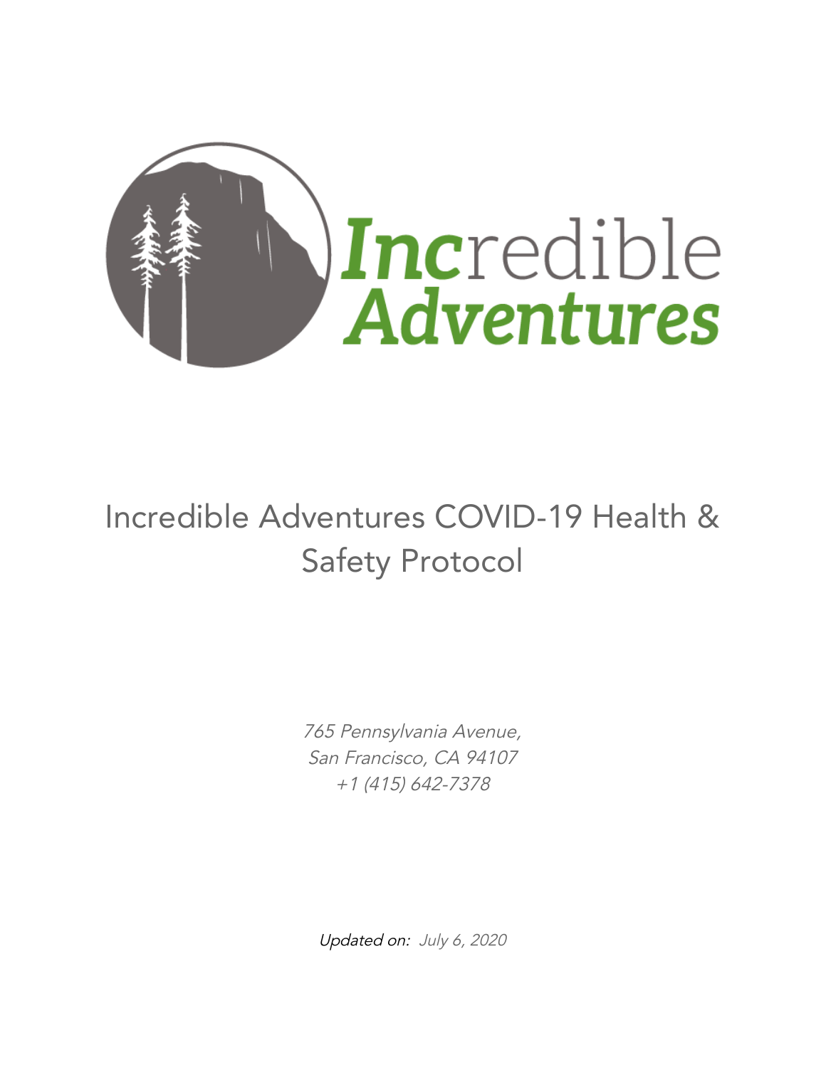# Incredible Adventures COVID-19 Health & Safety Protocol

*765 Pennsylvania Avenue,*
*San Francisco, CA 94107*
*+1 (415) 642-7378*

*Updated on: July 6, 2020*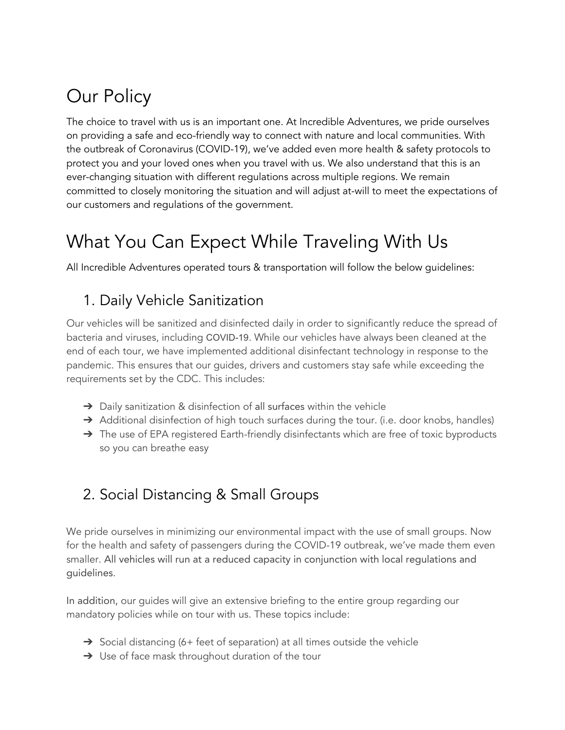# Our Policy

The choice to travel with us is an important one. At Incredible Adventures, we pride ourselves on providing a safe and eco-friendly way to connect with nature and local communities. With the outbreak of Coronavirus (COVID-19), we've added even more health & safety protocols to protect you and your loved ones when you travel with us. We also understand that this is an ever-changing situation with different regulations across multiple regions. We remain committed to closely monitoring the situation and will adjust at-will to meet the expectations of our customers and regulations of the government.

# What You Can Expect While Traveling With Us

All Incredible Adventures operated tours & transportation will follow the below guidelines:

## 1. Daily Vehicle Sanitization

Our vehicles will be sanitized and disinfected daily in order to significantly reduce the spread of bacteria and viruses, including COVID-19. While our vehicles have always been cleaned at the end of each tour, we have implemented additional disinfectant technology in response to the pandemic. This ensures that our guides, drivers and customers stay safe while exceeding the requirements set by the CDC. This includes:

- ➔ Daily sanitization & disinfection of all surfaces within the vehicle
- ➔ Additional disinfection of high touch surfaces during the tour. (i.e. door knobs, handles)
- ➔ The use of EPA registered Earth-friendly disinfectants which are free of toxic byproducts so you can breathe easy

## 2. Social Distancing & Small Groups

We pride ourselves in minimizing our environmental impact with the use of small groups. Now for the health and safety of passengers during the COVID-19 outbreak, we've made them even smaller. All vehicles will run at a reduced capacity in conjunction with local regulations and guidelines.

In addition, our guides will give an extensive briefing to the entire group regarding our mandatory policies while on tour with us. These topics include:

- ➔ Social distancing (6+ feet of separation) at all times outside the vehicle
- ➔ Use of face mask throughout duration of the tour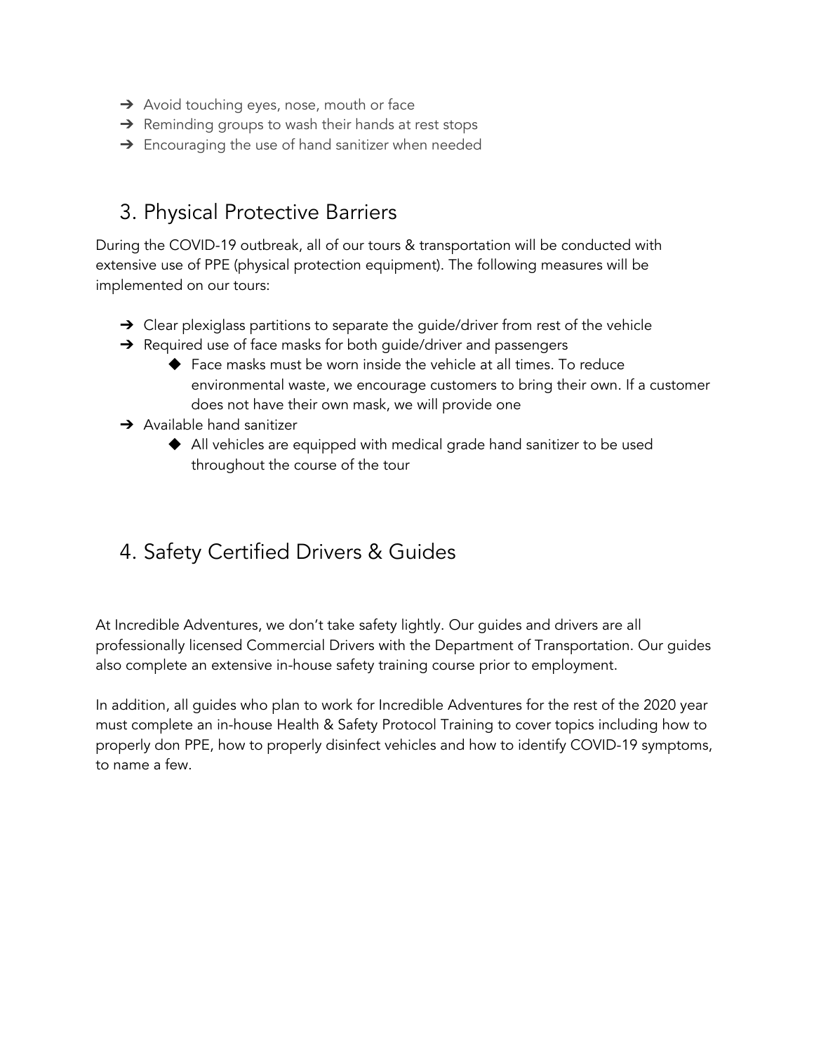- Avoid touching eyes, nose, mouth or face
- Reminding groups to wash their hands at rest stops
- Encouraging the use of hand sanitizer when needed

## 3. Physical Protective Barriers

During the COVID-19 outbreak, all of our tours & transportation will be conducted with extensive use of PPE (physical protection equipment). The following measures will be implemented on our tours:

- Clear plexiglass partitions to separate the guide/driver from rest of the vehicle
- Required use of face masks for both guide/driver and passengers
  - Face masks must be worn inside the vehicle at all times. To reduce environmental waste, we encourage customers to bring their own. If a customer does not have their own mask, we will provide one
- Available hand sanitizer
  - All vehicles are equipped with medical grade hand sanitizer to be used throughout the course of the tour

## 4. Safety Certified Drivers & Guides

At Incredible Adventures, we don't take safety lightly. Our guides and drivers are all professionally licensed Commercial Drivers with the Department of Transportation. Our guides also complete an extensive in-house safety training course prior to employment.

In addition, all guides who plan to work for Incredible Adventures for the rest of the 2020 year must complete an in-house Health & Safety Protocol Training to cover topics including how to properly don PPE, how to properly disinfect vehicles and how to identify COVID-19 symptoms, to name a few.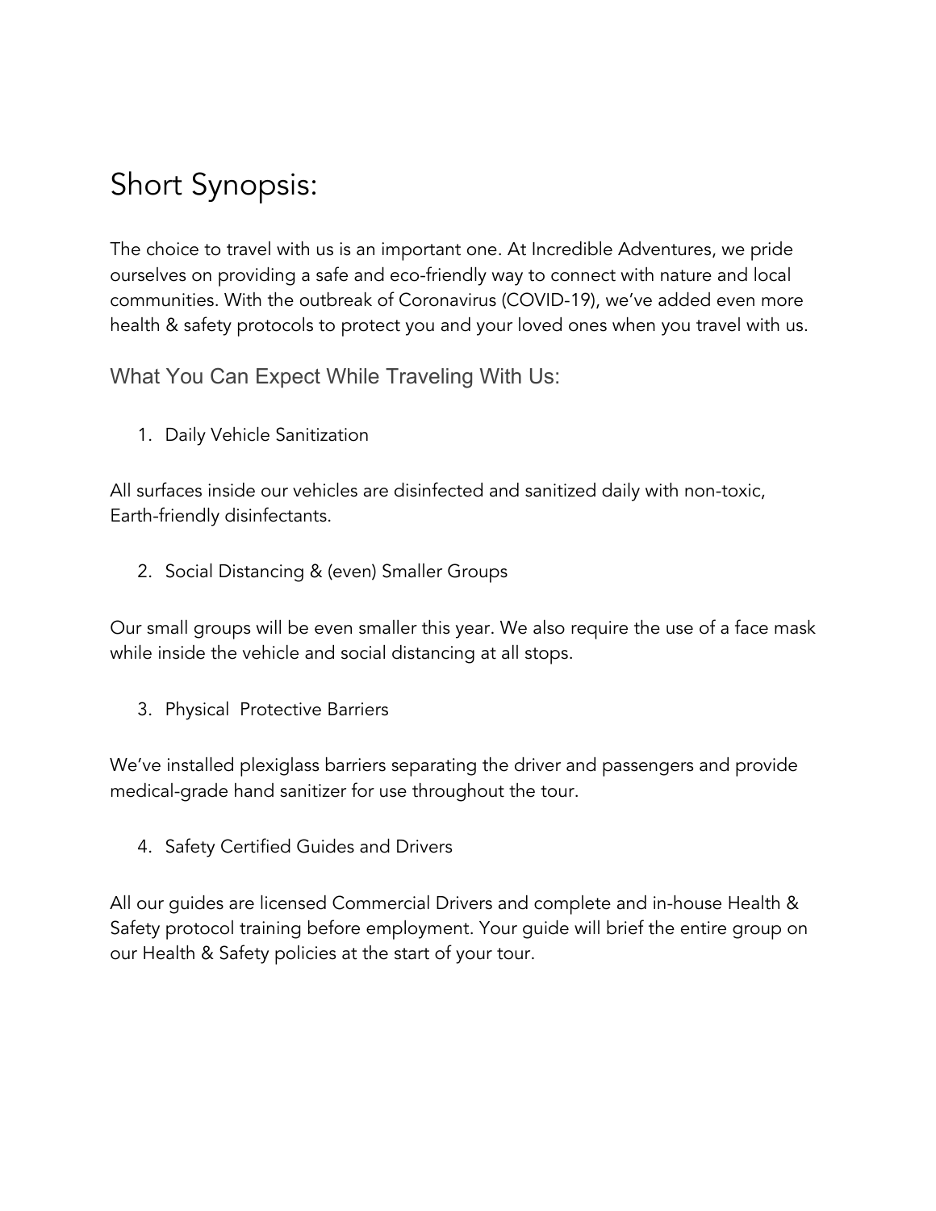# Short Synopsis:

The choice to travel with us is an important one. At Incredible Adventures, we pride ourselves on providing a safe and eco-friendly way to connect with nature and local communities. With the outbreak of Coronavirus (COVID-19), we've added even more health & safety protocols to protect you and your loved ones when you travel with us.

## What You Can Expect While Traveling With Us:

1. Daily Vehicle Sanitization

All surfaces inside our vehicles are disinfected and sanitized daily with non-toxic, Earth-friendly disinfectants.

2. Social Distancing & (even) Smaller Groups

Our small groups will be even smaller this year. We also require the use of a face mask while inside the vehicle and social distancing at all stops.

3. Physical Protective Barriers

We've installed plexiglass barriers separating the driver and passengers and provide medical-grade hand sanitizer for use throughout the tour.

4. Safety Certified Guides and Drivers

All our guides are licensed Commercial Drivers and complete and in-house Health & Safety protocol training before employment. Your guide will brief the entire group on our Health & Safety policies at the start of your tour.